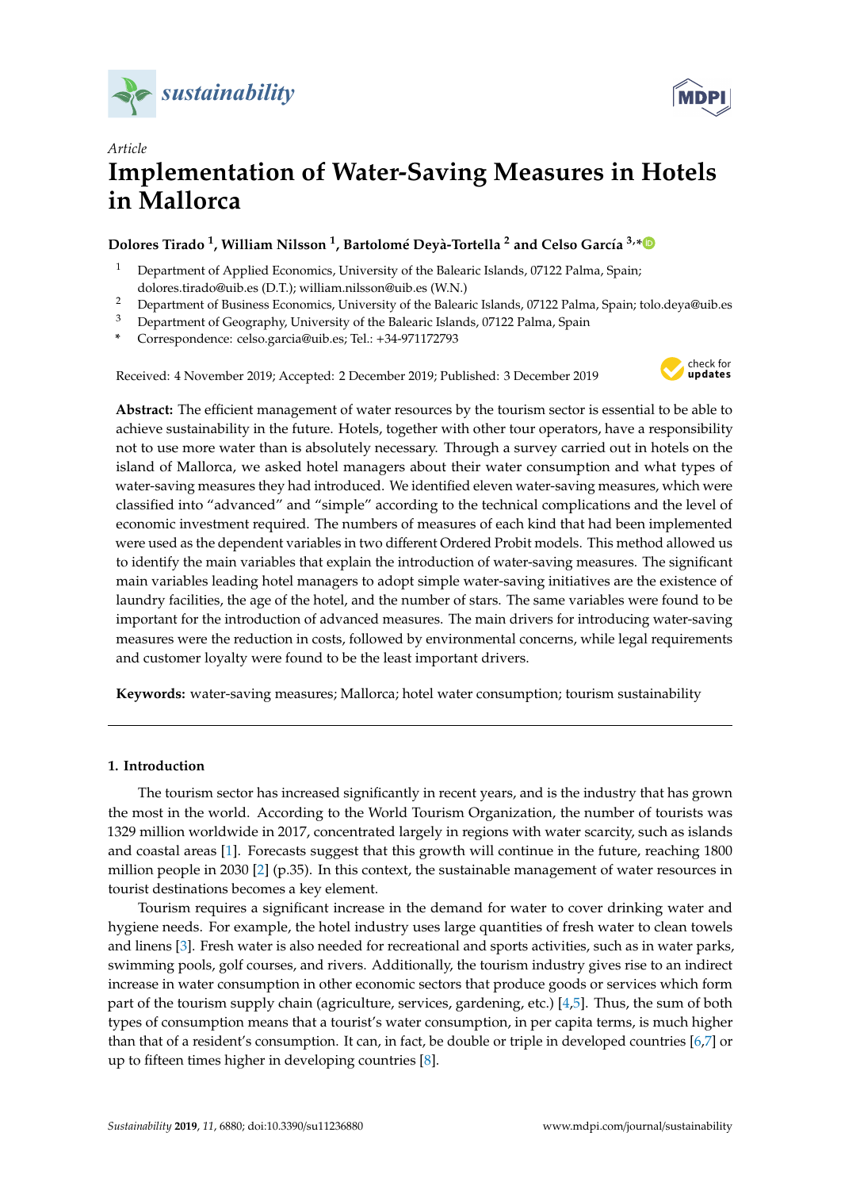*Article*

# Implementation of Water-Saving Measures in Hotels in Mallorca

**Dolores Tirado [1], William Nilsson [1], Bartolomé Deyà-Tortella [2] and Celso García [3,*]**

[1] Department of Applied Economics, University of the Balearic Islands, 07122 Palma, Spain; dolores.tirado@uib.es (D.T.); william.nilsson@uib.es (W.N.)
[2] Department of Business Economics, University of the Balearic Islands, 07122 Palma, Spain; tolo.deya@uib.es
[3] Department of Geography, University of the Balearic Islands, 07122 Palma, Spain
[*] Correspondence: celso.garcia@uib.es; Tel.: +34-971172793

Received: 4 November 2019; Accepted: 2 December 2019; Published: 3 December 2019

**Abstract:** The efficient management of water resources by the tourism sector is essential to be able to achieve sustainability in the future. Hotels, together with other tour operators, have a responsibility not to use more water than is absolutely necessary. Through a survey carried out in hotels on the island of Mallorca, we asked hotel managers about their water consumption and what types of water-saving measures they had introduced. We identified eleven water-saving measures, which were classified into "advanced" and "simple" according to the technical complications and the level of economic investment required. The numbers of measures of each kind that had been implemented were used as the dependent variables in two different Ordered Probit models. This method allowed us to identify the main variables that explain the introduction of water-saving measures. The significant main variables leading hotel managers to adopt simple water-saving initiatives are the existence of laundry facilities, the age of the hotel, and the number of stars. The same variables were found to be important for the introduction of advanced measures. The main drivers for introducing water-saving measures were the reduction in costs, followed by environmental concerns, while legal requirements and customer loyalty were found to be the least important drivers.

**Keywords:** water-saving measures; Mallorca; hotel water consumption; tourism sustainability

## 1. Introduction

The tourism sector has increased significantly in recent years, and is the industry that has grown the most in the world. According to the World Tourism Organization, the number of tourists was 1329 million worldwide in 2017, concentrated largely in regions with water scarcity, such as islands and coastal areas [1]. Forecasts suggest that this growth will continue in the future, reaching 1800 million people in 2030 [2] (p.35). In this context, the sustainable management of water resources in tourist destinations becomes a key element.

Tourism requires a significant increase in the demand for water to cover drinking water and hygiene needs. For example, the hotel industry uses large quantities of fresh water to clean towels and linens [3]. Fresh water is also needed for recreational and sports activities, such as in water parks, swimming pools, golf courses, and rivers. Additionally, the tourism industry gives rise to an indirect increase in water consumption in other economic sectors that produce goods or services which form part of the tourism supply chain (agriculture, services, gardening, etc.) [4,5]. Thus, the sum of both types of consumption means that a tourist's water consumption, in per capita terms, is much higher than that of a resident's consumption. It can, in fact, be double or triple in developed countries [6,7] or up to fifteen times higher in developing countries [8].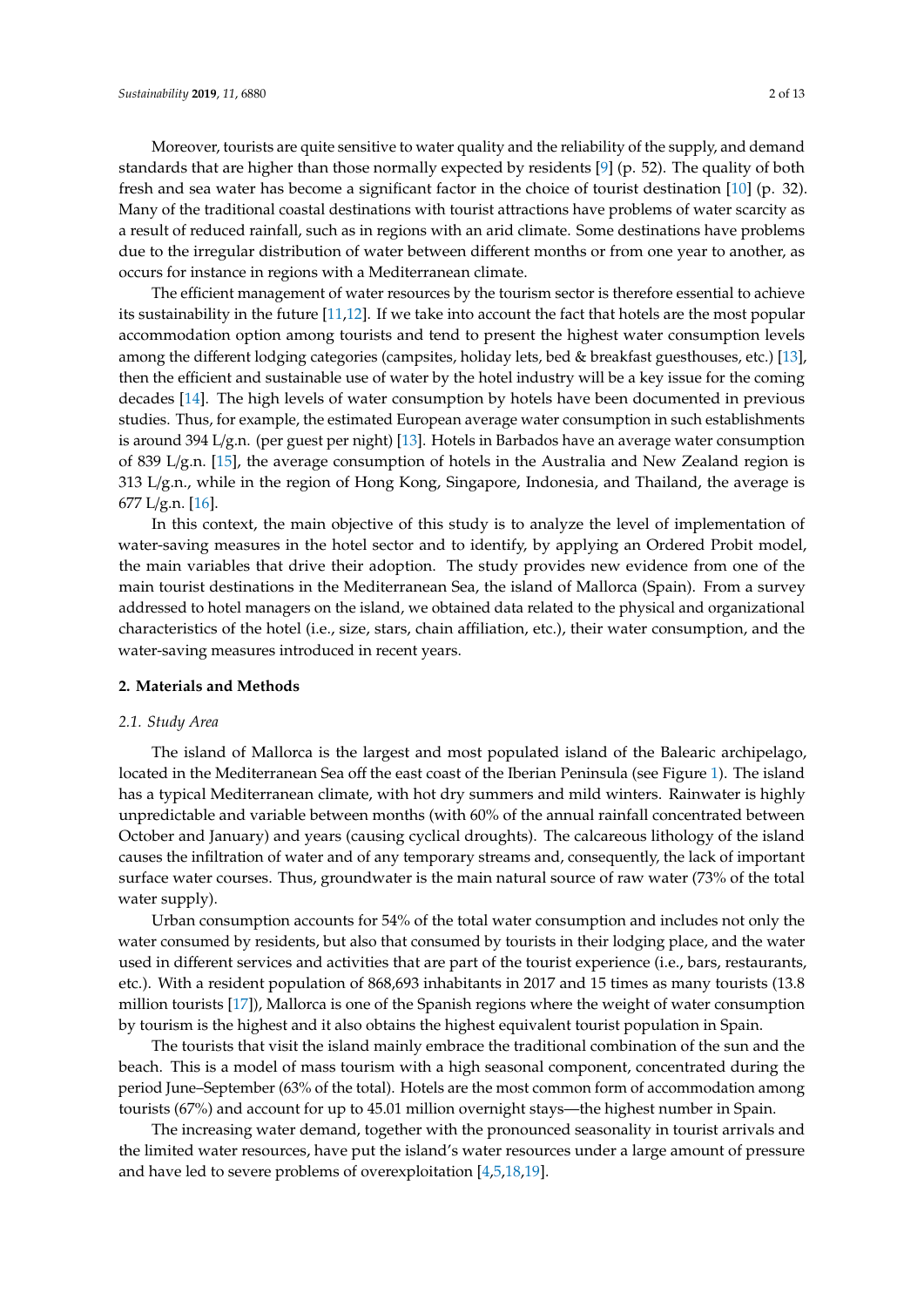Moreover, tourists are quite sensitive to water quality and the reliability of the supply, and demand standards that are higher than those normally expected by residents [9] (p. 52). The quality of both fresh and sea water has become a significant factor in the choice of tourist destination [10] (p. 32). Many of the traditional coastal destinations with tourist attractions have problems of water scarcity as a result of reduced rainfall, such as in regions with an arid climate. Some destinations have problems due to the irregular distribution of water between different months or from one year to another, as occurs for instance in regions with a Mediterranean climate.

The efficient management of water resources by the tourism sector is therefore essential to achieve its sustainability in the future [11,12]. If we take into account the fact that hotels are the most popular accommodation option among tourists and tend to present the highest water consumption levels among the different lodging categories (campsites, holiday lets, bed & breakfast guesthouses, etc.) [13], then the efficient and sustainable use of water by the hotel industry will be a key issue for the coming decades [14]. The high levels of water consumption by hotels have been documented in previous studies. Thus, for example, the estimated European average water consumption in such establishments is around 394 L/g.n. (per guest per night) [13]. Hotels in Barbados have an average water consumption of 839 L/g.n. [15], the average consumption of hotels in the Australia and New Zealand region is 313 L/g.n., while in the region of Hong Kong, Singapore, Indonesia, and Thailand, the average is 677 L/g.n. [16].

In this context, the main objective of this study is to analyze the level of implementation of water-saving measures in the hotel sector and to identify, by applying an Ordered Probit model, the main variables that drive their adoption. The study provides new evidence from one of the main tourist destinations in the Mediterranean Sea, the island of Mallorca (Spain). From a survey addressed to hotel managers on the island, we obtained data related to the physical and organizational characteristics of the hotel (i.e., size, stars, chain affiliation, etc.), their water consumption, and the water-saving measures introduced in recent years.

## 2. Materials and Methods

### 2.1. Study Area

The island of Mallorca is the largest and most populated island of the Balearic archipelago, located in the Mediterranean Sea off the east coast of the Iberian Peninsula (see Figure 1). The island has a typical Mediterranean climate, with hot dry summers and mild winters. Rainwater is highly unpredictable and variable between months (with 60% of the annual rainfall concentrated between October and January) and years (causing cyclical droughts). The calcareous lithology of the island causes the infiltration of water and of any temporary streams and, consequently, the lack of important surface water courses. Thus, groundwater is the main natural source of raw water (73% of the total water supply).

Urban consumption accounts for 54% of the total water consumption and includes not only the water consumed by residents, but also that consumed by tourists in their lodging place, and the water used in different services and activities that are part of the tourist experience (i.e., bars, restaurants, etc.). With a resident population of 868,693 inhabitants in 2017 and 15 times as many tourists (13.8 million tourists [17]), Mallorca is one of the Spanish regions where the weight of water consumption by tourism is the highest and it also obtains the highest equivalent tourist population in Spain.

The tourists that visit the island mainly embrace the traditional combination of the sun and the beach. This is a model of mass tourism with a high seasonal component, concentrated during the period June–September (63% of the total). Hotels are the most common form of accommodation among tourists (67%) and account for up to 45.01 million overnight stays—the highest number in Spain.

The increasing water demand, together with the pronounced seasonality in tourist arrivals and the limited water resources, have put the island's water resources under a large amount of pressure and have led to severe problems of overexploitation [4,5,18,19].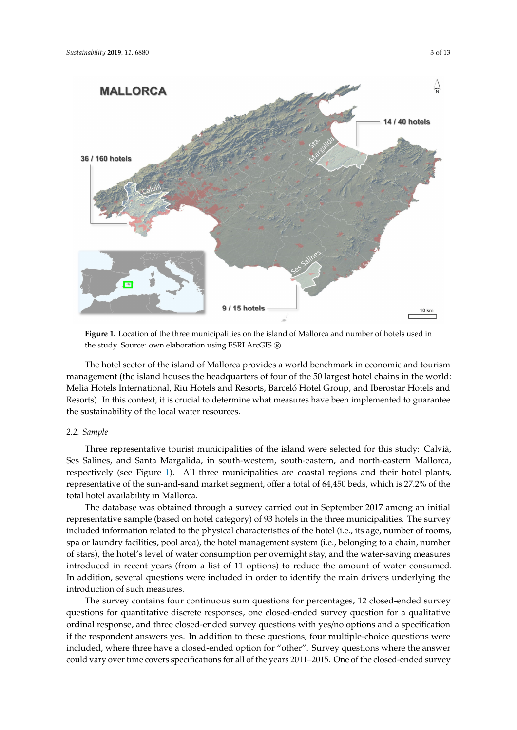**Figure 1.** Location of the three municipalities on the island of Mallorca and number of hotels used in the study. Source: own elaboration using ESRI ArcGIS ®.

The hotel sector of the island of Mallorca provides a world benchmark in economic and tourism management (the island houses the headquarters of four of the 50 largest hotel chains in the world: Melia Hotels International, Riu Hotels and Resorts, Barceló Hotel Group, and Iberostar Hotels and Resorts). In this context, it is crucial to determine what measures have been implemented to guarantee the sustainability of the local water resources.

### 2.2. Sample

Three representative tourist municipalities of the island were selected for this study: Calvià, Ses Salines, and Santa Margalida, in south-western, south-eastern, and north-eastern Mallorca, respectively (see Figure 1). All three municipalities are coastal regions and their hotel plants, representative of the sun-and-sand market segment, offer a total of 64,450 beds, which is 27.2% of the total hotel availability in Mallorca.

The database was obtained through a survey carried out in September 2017 among an initial representative sample (based on hotel category) of 93 hotels in the three municipalities. The survey included information related to the physical characteristics of the hotel (i.e., its age, number of rooms, spa or laundry facilities, pool area), the hotel management system (i.e., belonging to a chain, number of stars), the hotel's level of water consumption per overnight stay, and the water-saving measures introduced in recent years (from a list of 11 options) to reduce the amount of water consumed. In addition, several questions were included in order to identify the main drivers underlying the introduction of such measures.

The survey contains four continuous sum questions for percentages, 12 closed-ended survey questions for quantitative discrete responses, one closed-ended survey question for a qualitative ordinal response, and three closed-ended survey questions with yes/no options and a specification if the respondent answers yes. In addition to these questions, four multiple-choice questions were included, where three have a closed-ended option for "other". Survey questions where the answer could vary over time covers specifications for all of the years 2011–2015. One of the closed-ended survey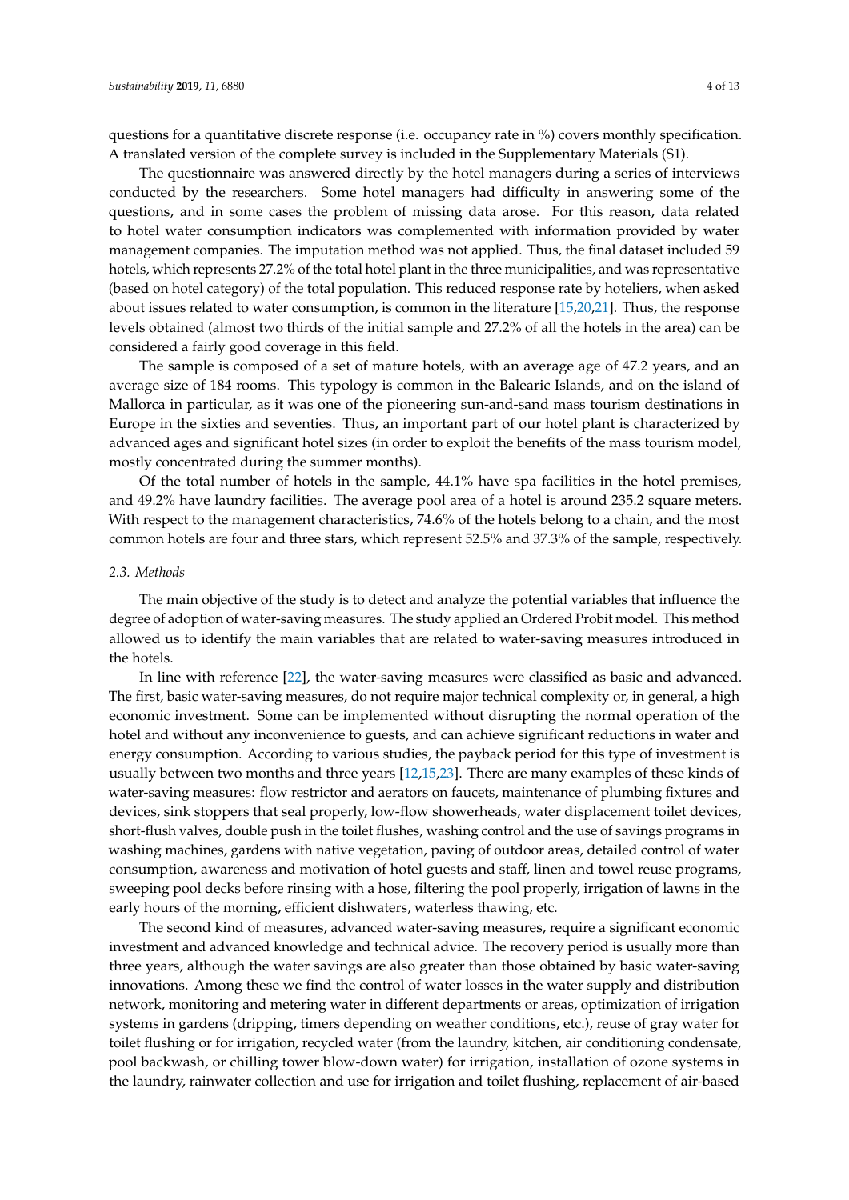questions for a quantitative discrete response (i.e. occupancy rate in %) covers monthly specification. A translated version of the complete survey is included in the Supplementary Materials (S1).

The questionnaire was answered directly by the hotel managers during a series of interviews conducted by the researchers. Some hotel managers had difficulty in answering some of the questions, and in some cases the problem of missing data arose. For this reason, data related to hotel water consumption indicators was complemented with information provided by water management companies. The imputation method was not applied. Thus, the final dataset included 59 hotels, which represents 27.2% of the total hotel plant in the three municipalities, and was representative (based on hotel category) of the total population. This reduced response rate by hoteliers, when asked about issues related to water consumption, is common in the literature [15,20,21]. Thus, the response levels obtained (almost two thirds of the initial sample and 27.2% of all the hotels in the area) can be considered a fairly good coverage in this field.

The sample is composed of a set of mature hotels, with an average age of 47.2 years, and an average size of 184 rooms. This typology is common in the Balearic Islands, and on the island of Mallorca in particular, as it was one of the pioneering sun-and-sand mass tourism destinations in Europe in the sixties and seventies. Thus, an important part of our hotel plant is characterized by advanced ages and significant hotel sizes (in order to exploit the benefits of the mass tourism model, mostly concentrated during the summer months).

Of the total number of hotels in the sample, 44.1% have spa facilities in the hotel premises, and 49.2% have laundry facilities. The average pool area of a hotel is around 235.2 square meters. With respect to the management characteristics, 74.6% of the hotels belong to a chain, and the most common hotels are four and three stars, which represent 52.5% and 37.3% of the sample, respectively.

### 2.3. Methods

The main objective of the study is to detect and analyze the potential variables that influence the degree of adoption of water-saving measures. The study applied an Ordered Probit model. This method allowed us to identify the main variables that are related to water-saving measures introduced in the hotels.

In line with reference [22], the water-saving measures were classified as basic and advanced. The first, basic water-saving measures, do not require major technical complexity or, in general, a high economic investment. Some can be implemented without disrupting the normal operation of the hotel and without any inconvenience to guests, and can achieve significant reductions in water and energy consumption. According to various studies, the payback period for this type of investment is usually between two months and three years [12,15,23]. There are many examples of these kinds of water-saving measures: flow restrictor and aerators on faucets, maintenance of plumbing fixtures and devices, sink stoppers that seal properly, low-flow showerheads, water displacement toilet devices, short-flush valves, double push in the toilet flushes, washing control and the use of savings programs in washing machines, gardens with native vegetation, paving of outdoor areas, detailed control of water consumption, awareness and motivation of hotel guests and staff, linen and towel reuse programs, sweeping pool decks before rinsing with a hose, filtering the pool properly, irrigation of lawns in the early hours of the morning, efficient dishwaters, waterless thawing, etc.

The second kind of measures, advanced water-saving measures, require a significant economic investment and advanced knowledge and technical advice. The recovery period is usually more than three years, although the water savings are also greater than those obtained by basic water-saving innovations. Among these we find the control of water losses in the water supply and distribution network, monitoring and metering water in different departments or areas, optimization of irrigation systems in gardens (dripping, timers depending on weather conditions, etc.), reuse of gray water for toilet flushing or for irrigation, recycled water (from the laundry, kitchen, air conditioning condensate, pool backwash, or chilling tower blow-down water) for irrigation, installation of ozone systems in the laundry, rainwater collection and use for irrigation and toilet flushing, replacement of air-based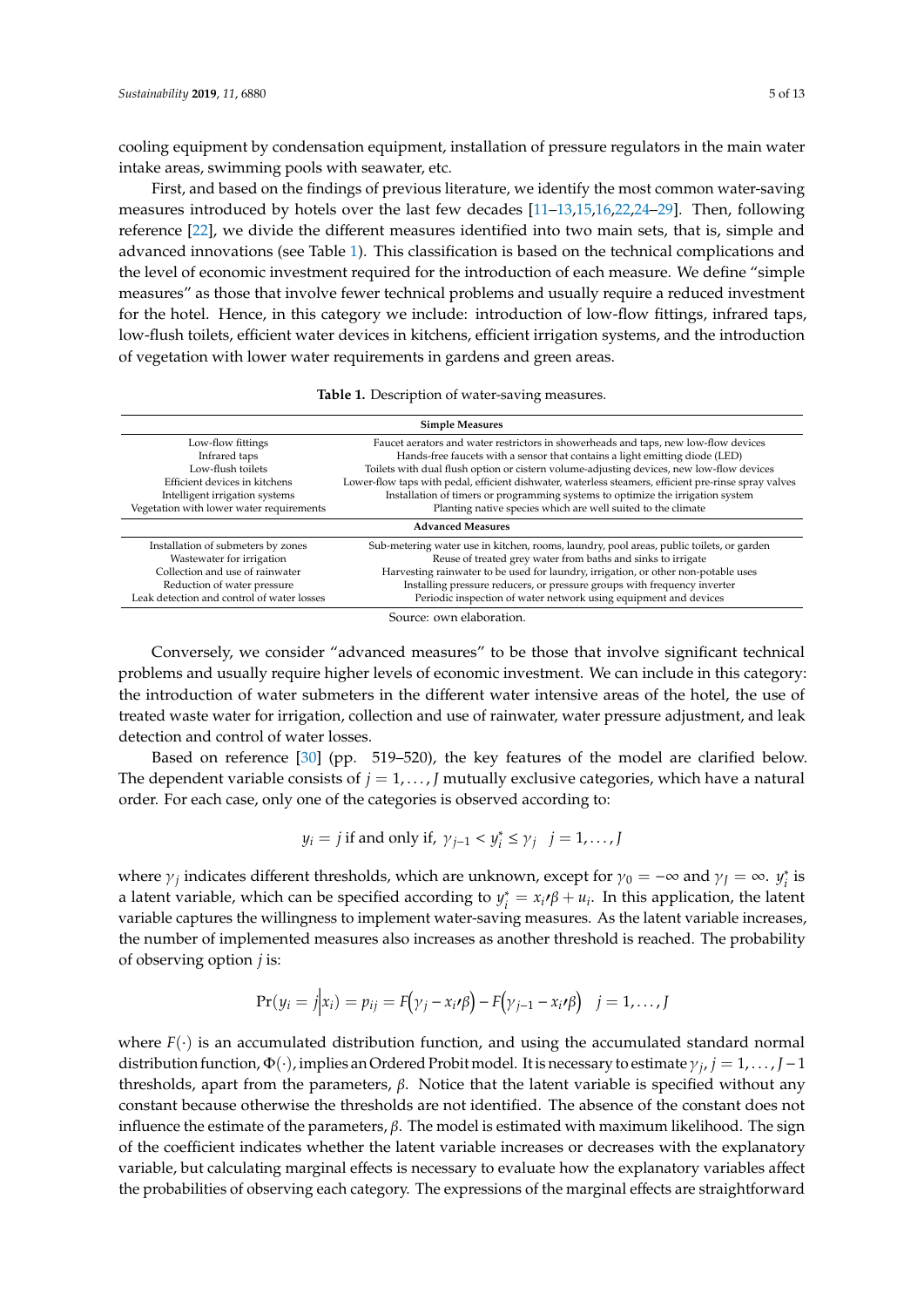cooling equipment by condensation equipment, installation of pressure regulators in the main water intake areas, swimming pools with seawater, etc.

First, and based on the findings of previous literature, we identify the most common water-saving measures introduced by hotels over the last few decades [11–13,15,16,22,24–29]. Then, following reference [22], we divide the different measures identified into two main sets, that is, simple and advanced innovations (see Table 1). This classification is based on the technical complications and the level of economic investment required for the introduction of each measure. We define "simple measures" as those that involve fewer technical problems and usually require a reduced investment for the hotel. Hence, in this category we include: introduction of low-flow fittings, infrared taps, low-flush toilets, efficient water devices in kitchens, efficient irrigation systems, and the introduction of vegetation with lower water requirements in gardens and green areas.

**Table 1.** Description of water-saving measures.

| **Simple Measures** | |
|---|---|
| Low-flow fittings | Faucet aerators and water restrictors in showerheads and taps, new low-flow devices |
| Infrared taps | Hands-free faucets with a sensor that contains a light emitting diode (LED) |
| Low-flush toilets | Toilets with dual flush option or cistern volume-adjusting devices, new low-flow devices |
| Efficient devices in kitchens | Lower-flow taps with pedal, efficient dishwater, waterless steamers, efficient pre-rinse spray valves |
| Intelligent irrigation systems | Installation of timers or programming systems to optimize the irrigation system |
| Vegetation with lower water requirements | Planting native species which are well suited to the climate |
| **Advanced Measures** | |
| Installation of submeters by zones | Sub-metering water use in kitchen, rooms, laundry, pool areas, public toilets, or garden |
| Wastewater for irrigation | Reuse of treated grey water from baths and sinks to irrigate |
| Collection and use of rainwater | Harvesting rainwater to be used for laundry, irrigation, or other non-potable uses |
| Reduction of water pressure | Installing pressure reducers, or pressure groups with frequency inverter |
| Leak detection and control of water losses | Periodic inspection of water network using equipment and devices |

Source: own elaboration.

Conversely, we consider "advanced measures" to be those that involve significant technical problems and usually require higher levels of economic investment. We can include in this category: the introduction of water submeters in the different water intensive areas of the hotel, the use of treated waste water for irrigation, collection and use of rainwater, water pressure adjustment, and leak detection and control of water losses.

Based on reference [30] (pp. 519–520), the key features of the model are clarified below. The dependent variable consists of $j = 1, \ldots, J$ mutually exclusive categories, which have a natural order. For each case, only one of the categories is observed according to:

$$y_i = j \text{ if and only if, } \gamma_{j-1} < y_i^* \leq \gamma_j \quad j = 1, \ldots, J$$

where $\gamma_j$ indicates different thresholds, which are unknown, except for $\gamma_0 = -\infty$ and $\gamma_J = \infty$. $y_i^*$ is a latent variable, which can be specified according to $y_i^* = x_i\prime\beta + u_i$. In this application, the latent variable captures the willingness to implement water-saving measures. As the latent variable increases, the number of implemented measures also increases as another threshold is reached. The probability of observing option $j$ is:

$$\Pr(y_i = j \big| x_i) = p_{ij} = F\left(\gamma_j - x_i\prime\beta\right) - F\left(\gamma_{j-1} - x_i\prime\beta\right) \quad j = 1, \ldots, J$$

where $F(\cdot)$ is an accumulated distribution function, and using the accumulated standard normal distribution function, $\Phi(\cdot)$, implies an Ordered Probit model. It is necessary to estimate $\gamma_j$, $j = 1, \ldots, J-1$ thresholds, apart from the parameters, $\beta$. Notice that the latent variable is specified without any constant because otherwise the thresholds are not identified. The absence of the constant does not influence the estimate of the parameters, $\beta$. The model is estimated with maximum likelihood. The sign of the coefficient indicates whether the latent variable increases or decreases with the explanatory variable, but calculating marginal effects is necessary to evaluate how the explanatory variables affect the probabilities of observing each category. The expressions of the marginal effects are straightforward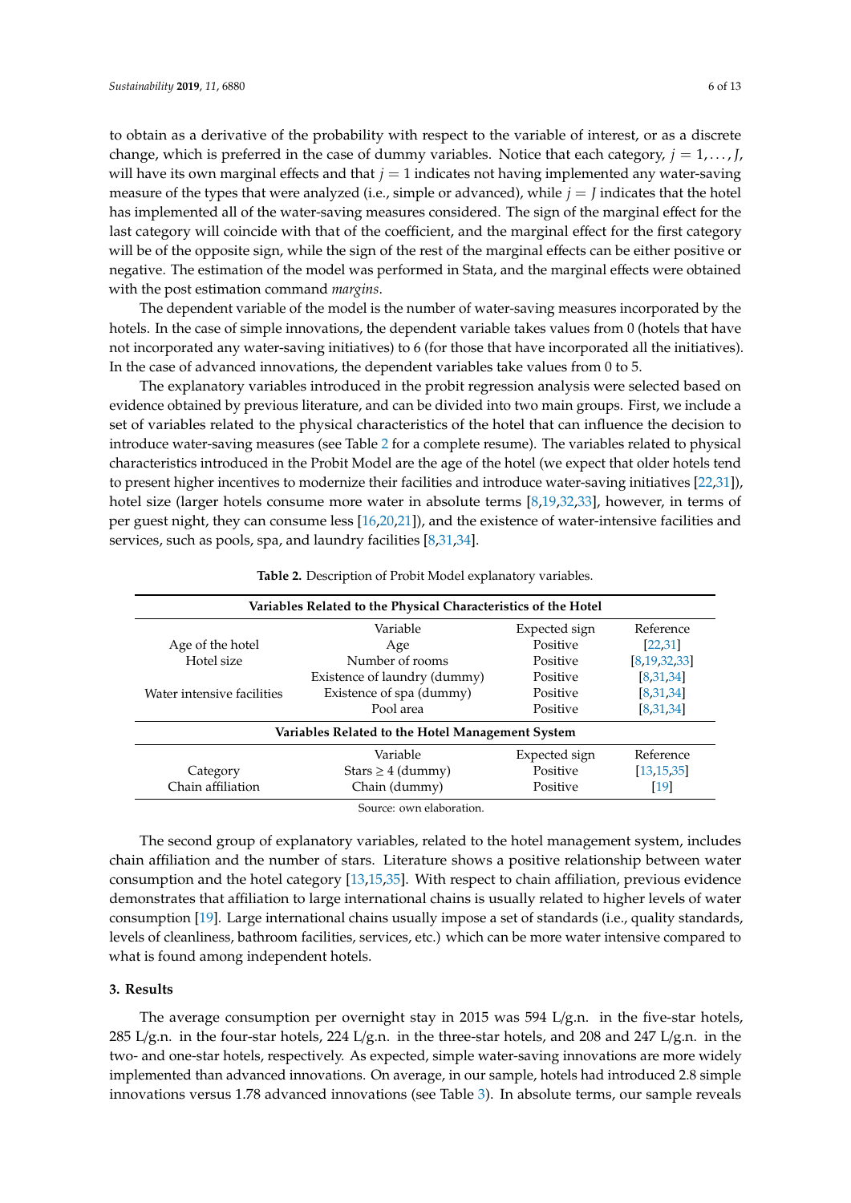to obtain as a derivative of the probability with respect to the variable of interest, or as a discrete change, which is preferred in the case of dummy variables. Notice that each category, $j = 1, \ldots, J$, will have its own marginal effects and that $j = 1$ indicates not having implemented any water-saving measure of the types that were analyzed (i.e., simple or advanced), while $j = J$ indicates that the hotel has implemented all of the water-saving measures considered. The sign of the marginal effect for the last category will coincide with that of the coefficient, and the marginal effect for the first category will be of the opposite sign, while the sign of the rest of the marginal effects can be either positive or negative. The estimation of the model was performed in Stata, and the marginal effects were obtained with the post estimation command *margins*.

The dependent variable of the model is the number of water-saving measures incorporated by the hotels. In the case of simple innovations, the dependent variable takes values from 0 (hotels that have not incorporated any water-saving initiatives) to 6 (for those that have incorporated all the initiatives). In the case of advanced innovations, the dependent variables take values from 0 to 5.

The explanatory variables introduced in the probit regression analysis were selected based on evidence obtained by previous literature, and can be divided into two main groups. First, we include a set of variables related to the physical characteristics of the hotel that can influence the decision to introduce water-saving measures (see Table 2 for a complete resume). The variables related to physical characteristics introduced in the Probit Model are the age of the hotel (we expect that older hotels tend to present higher incentives to modernize their facilities and introduce water-saving initiatives [22,31]), hotel size (larger hotels consume more water in absolute terms [8,19,32,33], however, in terms of per guest night, they can consume less [16,20,21]), and the existence of water-intensive facilities and services, such as pools, spa, and laundry facilities [8,31,34].

**Table 2.** Description of Probit Model explanatory variables.

| Variables Related to the Physical Characteristics of the Hotel | | | |
|---|---|---|---|
| | Variable | Expected sign | Reference |
| Age of the hotel | Age | Positive | [22,31] |
| Hotel size | Number of rooms | Positive | [8,19,32,33] |
| | Existence of laundry (dummy) | Positive | [8,31,34] |
| Water intensive facilities | Existence of spa (dummy) | Positive | [8,31,34] |
| | Pool area | Positive | [8,31,34] |
| **Variables Related to the Hotel Management System** | | | |
| | Variable | Expected sign | Reference |
| Category | Stars ≥ 4 (dummy) | Positive | [13,15,35] |
| Chain affiliation | Chain (dummy) | Positive | [19] |

Source: own elaboration.

The second group of explanatory variables, related to the hotel management system, includes chain affiliation and the number of stars. Literature shows a positive relationship between water consumption and the hotel category [13,15,35]. With respect to chain affiliation, previous evidence demonstrates that affiliation to large international chains is usually related to higher levels of water consumption [19]. Large international chains usually impose a set of standards (i.e., quality standards, levels of cleanliness, bathroom facilities, services, etc.) which can be more water intensive compared to what is found among independent hotels.

## 3. Results

The average consumption per overnight stay in 2015 was 594 L/g.n. in the five-star hotels, 285 L/g.n. in the four-star hotels, 224 L/g.n. in the three-star hotels, and 208 and 247 L/g.n. in the two- and one-star hotels, respectively. As expected, simple water-saving innovations are more widely implemented than advanced innovations. On average, in our sample, hotels had introduced 2.8 simple innovations versus 1.78 advanced innovations (see Table 3). In absolute terms, our sample reveals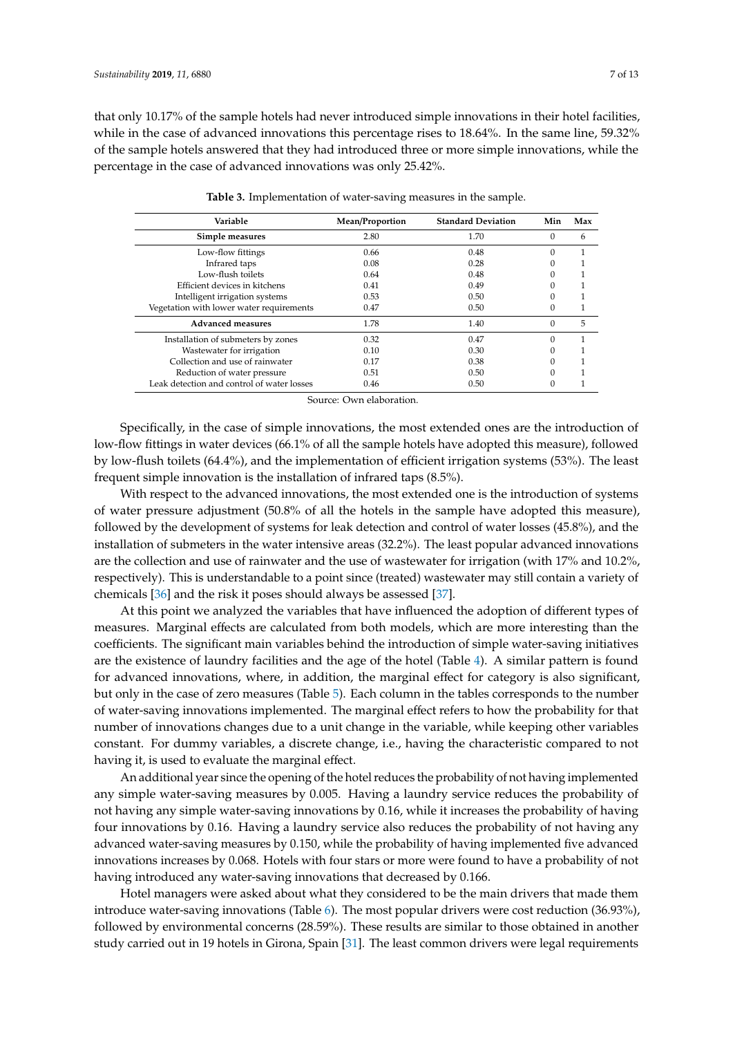that only 10.17% of the sample hotels had never introduced simple innovations in their hotel facilities, while in the case of advanced innovations this percentage rises to 18.64%. In the same line, 59.32% of the sample hotels answered that they had introduced three or more simple innovations, while the percentage in the case of advanced innovations was only 25.42%.

**Table 3.** Implementation of water-saving measures in the sample.

| Variable | Mean/Proportion | Standard Deviation | Min | Max |
|---|---|---|---|---|
| **Simple measures** | 2.80 | 1.70 | 0 | 6 |
| Low-flow fittings | 0.66 | 0.48 | 0 | 1 |
| Infrared taps | 0.08 | 0.28 | 0 | 1 |
| Low-flush toilets | 0.64 | 0.48 | 0 | 1 |
| Efficient devices in kitchens | 0.41 | 0.49 | 0 | 1 |
| Intelligent irrigation systems | 0.53 | 0.50 | 0 | 1 |
| Vegetation with lower water requirements | 0.47 | 0.50 | 0 | 1 |
| **Advanced measures** | 1.78 | 1.40 | 0 | 5 |
| Installation of submeters by zones | 0.32 | 0.47 | 0 | 1 |
| Wastewater for irrigation | 0.10 | 0.30 | 0 | 1 |
| Collection and use of rainwater | 0.17 | 0.38 | 0 | 1 |
| Reduction of water pressure | 0.51 | 0.50 | 0 | 1 |
| Leak detection and control of water losses | 0.46 | 0.50 | 0 | 1 |

Source: Own elaboration.

Specifically, in the case of simple innovations, the most extended ones are the introduction of low-flow fittings in water devices (66.1% of all the sample hotels have adopted this measure), followed by low-flush toilets (64.4%), and the implementation of efficient irrigation systems (53%). The least frequent simple innovation is the installation of infrared taps (8.5%).

With respect to the advanced innovations, the most extended one is the introduction of systems of water pressure adjustment (50.8% of all the hotels in the sample have adopted this measure), followed by the development of systems for leak detection and control of water losses (45.8%), and the installation of submeters in the water intensive areas (32.2%). The least popular advanced innovations are the collection and use of rainwater and the use of wastewater for irrigation (with 17% and 10.2%, respectively). This is understandable to a point since (treated) wastewater may still contain a variety of chemicals [36] and the risk it poses should always be assessed [37].

At this point we analyzed the variables that have influenced the adoption of different types of measures. Marginal effects are calculated from both models, which are more interesting than the coefficients. The significant main variables behind the introduction of simple water-saving initiatives are the existence of laundry facilities and the age of the hotel (Table 4). A similar pattern is found for advanced innovations, where, in addition, the marginal effect for category is also significant, but only in the case of zero measures (Table 5). Each column in the tables corresponds to the number of water-saving innovations implemented. The marginal effect refers to how the probability for that number of innovations changes due to a unit change in the variable, while keeping other variables constant. For dummy variables, a discrete change, i.e., having the characteristic compared to not having it, is used to evaluate the marginal effect.

An additional year since the opening of the hotel reduces the probability of not having implemented any simple water-saving measures by 0.005. Having a laundry service reduces the probability of not having any simple water-saving innovations by 0.16, while it increases the probability of having four innovations by 0.16. Having a laundry service also reduces the probability of not having any advanced water-saving measures by 0.150, while the probability of having implemented five advanced innovations increases by 0.068. Hotels with four stars or more were found to have a probability of not having introduced any water-saving innovations that decreased by 0.166.

Hotel managers were asked about what they considered to be the main drivers that made them introduce water-saving innovations (Table 6). The most popular drivers were cost reduction (36.93%), followed by environmental concerns (28.59%). These results are similar to those obtained in another study carried out in 19 hotels in Girona, Spain [31]. The least common drivers were legal requirements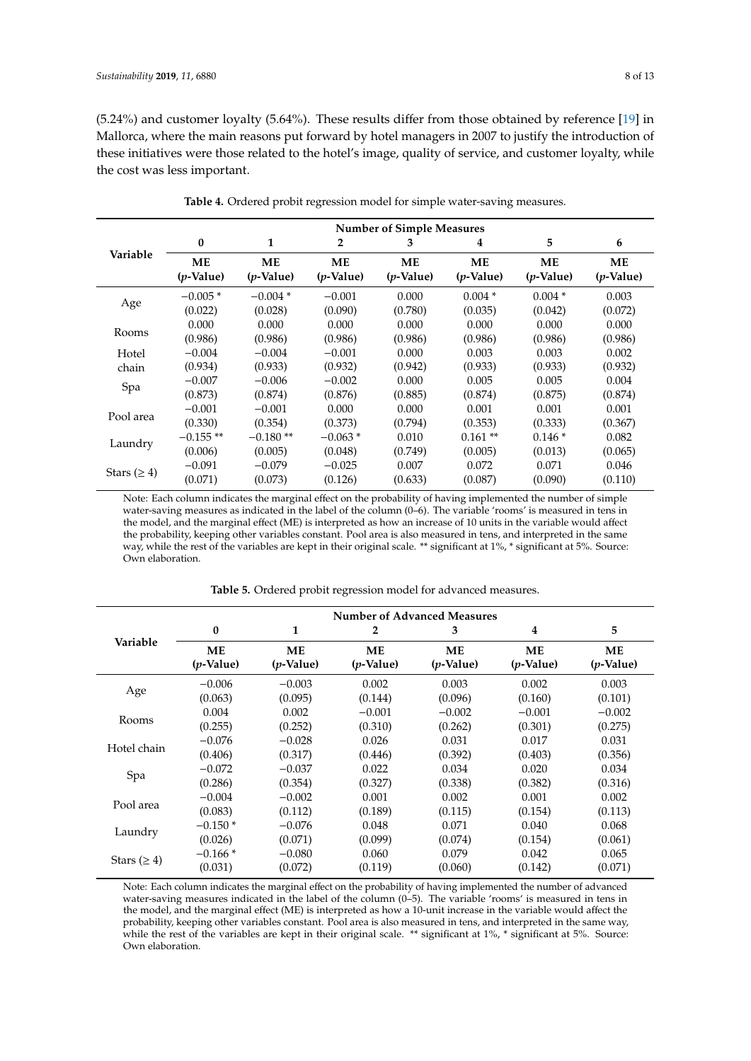(5.24%) and customer loyalty (5.64%). These results differ from those obtained by reference [19] in Mallorca, where the main reasons put forward by hotel managers in 2007 to justify the introduction of these initiatives were those related to the hotel's image, quality of service, and customer loyalty, while the cost was less important.

**Table 4.** Ordered probit regression model for simple water-saving measures.

| Variable | Number of Simple Measures | | | | | | |
|---|---|---|---|---|---|---|---|
| | 0 | 1 | 2 | 3 | 4 | 5 | 6 |
| | ME (*p*-Value) | ME (*p*-Value) | ME (*p*-Value) | ME (*p*-Value) | ME (*p*-Value) | ME (*p*-Value) | ME (*p*-Value) |
| Age | −0.005 * (0.022) | −0.004 * (0.028) | −0.001 (0.090) | 0.000 (0.780) | 0.004 * (0.035) | 0.004 * (0.042) | 0.003 (0.072) |
| Rooms | 0.000 (0.986) | 0.000 (0.986) | 0.000 (0.986) | 0.000 (0.986) | 0.000 (0.986) | 0.000 (0.986) | 0.000 (0.986) |
| Hotel chain | −0.004 (0.934) | −0.004 (0.933) | −0.001 (0.932) | 0.000 (0.942) | 0.003 (0.933) | 0.003 (0.933) | 0.002 (0.932) |
| Spa | −0.007 (0.873) | −0.006 (0.874) | −0.002 (0.876) | 0.000 (0.885) | 0.005 (0.874) | 0.005 (0.875) | 0.004 (0.874) |
| Pool area | −0.001 (0.330) | −0.001 (0.354) | 0.000 (0.373) | 0.000 (0.794) | 0.001 (0.353) | 0.001 (0.333) | 0.001 (0.367) |
| Laundry | −0.155 ** (0.006) | −0.180 ** (0.005) | −0.063 * (0.048) | 0.010 (0.749) | 0.161 ** (0.005) | 0.146 * (0.013) | 0.082 (0.065) |
| Stars (≥ 4) | −0.091 (0.071) | −0.079 (0.073) | −0.025 (0.126) | 0.007 (0.633) | 0.072 (0.087) | 0.071 (0.090) | 0.046 (0.110) |

Note: Each column indicates the marginal effect on the probability of having implemented the number of simple water-saving measures as indicated in the label of the column (0–6). The variable 'rooms' is measured in tens in the model, and the marginal effect (ME) is interpreted as how an increase of 10 units in the variable would affect the probability, keeping other variables constant. Pool area is also measured in tens, and interpreted in the same way, while the rest of the variables are kept in their original scale. ** significant at 1%, * significant at 5%. Source: Own elaboration.

**Table 5.** Ordered probit regression model for advanced measures.

| Variable | Number of Advanced Measures | | | | | |
|---|---|---|---|---|---|---|
| | 0 | 1 | 2 | 3 | 4 | 5 |
| | ME (*p*-Value) | ME (*p*-Value) | ME (*p*-Value) | ME (*p*-Value) | ME (*p*-Value) | ME (*p*-Value) |
| Age | −0.006 (0.063) | −0.003 (0.095) | 0.002 (0.144) | 0.003 (0.096) | 0.002 (0.160) | 0.003 (0.101) |
| Rooms | 0.004 (0.255) | 0.002 (0.252) | −0.001 (0.310) | −0.002 (0.262) | −0.001 (0.301) | −0.002 (0.275) |
| Hotel chain | −0.076 (0.406) | −0.028 (0.317) | 0.026 (0.446) | 0.031 (0.392) | 0.017 (0.403) | 0.031 (0.356) |
| Spa | −0.072 (0.286) | −0.037 (0.354) | 0.022 (0.327) | 0.034 (0.338) | 0.020 (0.382) | 0.034 (0.316) |
| Pool area | −0.004 (0.083) | −0.002 (0.112) | 0.001 (0.189) | 0.002 (0.115) | 0.001 (0.154) | 0.002 (0.113) |
| Laundry | −0.150 * (0.026) | −0.076 (0.071) | 0.048 (0.099) | 0.071 (0.074) | 0.040 (0.154) | 0.068 (0.061) |
| Stars (≥ 4) | −0.166 * (0.031) | −0.080 (0.072) | 0.060 (0.119) | 0.079 (0.060) | 0.042 (0.142) | 0.065 (0.071) |

Note: Each column indicates the marginal effect on the probability of having implemented the number of advanced water-saving measures indicated in the label of the column (0–5). The variable 'rooms' is measured in tens in the model, and the marginal effect (ME) is interpreted as how a 10-unit increase in the variable would affect the probability, keeping other variables constant. Pool area is also measured in tens, and interpreted in the same way, while the rest of the variables are kept in their original scale. ** significant at 1%, * significant at 5%. Source: Own elaboration.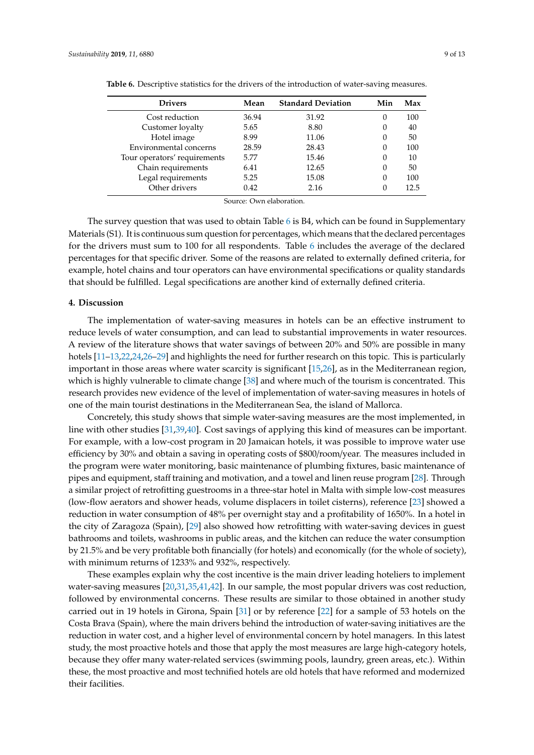**Table 6.** Descriptive statistics for the drivers of the introduction of water-saving measures.

| Drivers | Mean | Standard Deviation | Min | Max |
|---|---|---|---|---|
| Cost reduction | 36.94 | 31.92 | 0 | 100 |
| Customer loyalty | 5.65 | 8.80 | 0 | 40 |
| Hotel image | 8.99 | 11.06 | 0 | 50 |
| Environmental concerns | 28.59 | 28.43 | 0 | 100 |
| Tour operators' requirements | 5.77 | 15.46 | 0 | 10 |
| Chain requirements | 6.41 | 12.65 | 0 | 50 |
| Legal requirements | 5.25 | 15.08 | 0 | 100 |
| Other drivers | 0.42 | 2.16 | 0 | 12.5 |

Source: Own elaboration.

The survey question that was used to obtain Table 6 is B4, which can be found in Supplementary Materials (S1). It is continuous sum question for percentages, which means that the declared percentages for the drivers must sum to 100 for all respondents. Table 6 includes the average of the declared percentages for that specific driver. Some of the reasons are related to externally defined criteria, for example, hotel chains and tour operators can have environmental specifications or quality standards that should be fulfilled. Legal specifications are another kind of externally defined criteria.

## 4. Discussion

The implementation of water-saving measures in hotels can be an effective instrument to reduce levels of water consumption, and can lead to substantial improvements in water resources. A review of the literature shows that water savings of between 20% and 50% are possible in many hotels [11–13,22,24,26–29] and highlights the need for further research on this topic. This is particularly important in those areas where water scarcity is significant [15,26], as in the Mediterranean region, which is highly vulnerable to climate change [38] and where much of the tourism is concentrated. This research provides new evidence of the level of implementation of water-saving measures in hotels of one of the main tourist destinations in the Mediterranean Sea, the island of Mallorca.

Concretely, this study shows that simple water-saving measures are the most implemented, in line with other studies [31,39,40]. Cost savings of applying this kind of measures can be important. For example, with a low-cost program in 20 Jamaican hotels, it was possible to improve water use efficiency by 30% and obtain a saving in operating costs of $800/room/year. The measures included in the program were water monitoring, basic maintenance of plumbing fixtures, basic maintenance of pipes and equipment, staff training and motivation, and a towel and linen reuse program [28]. Through a similar project of retrofitting guestrooms in a three-star hotel in Malta with simple low-cost measures (low-flow aerators and shower heads, volume displacers in toilet cisterns), reference [23] showed a reduction in water consumption of 48% per overnight stay and a profitability of 1650%. In a hotel in the city of Zaragoza (Spain), [29] also showed how retrofitting with water-saving devices in guest bathrooms and toilets, washrooms in public areas, and the kitchen can reduce the water consumption by 21.5% and be very profitable both financially (for hotels) and economically (for the whole of society), with minimum returns of 1233% and 932%, respectively.

These examples explain why the cost incentive is the main driver leading hoteliers to implement water-saving measures [20,31,35,41,42]. In our sample, the most popular drivers was cost reduction, followed by environmental concerns. These results are similar to those obtained in another study carried out in 19 hotels in Girona, Spain [31] or by reference [22] for a sample of 53 hotels on the Costa Brava (Spain), where the main drivers behind the introduction of water-saving initiatives are the reduction in water cost, and a higher level of environmental concern by hotel managers. In this latest study, the most proactive hotels and those that apply the most measures are large high-category hotels, because they offer many water-related services (swimming pools, laundry, green areas, etc.). Within these, the most proactive and most technified hotels are old hotels that have reformed and modernized their facilities.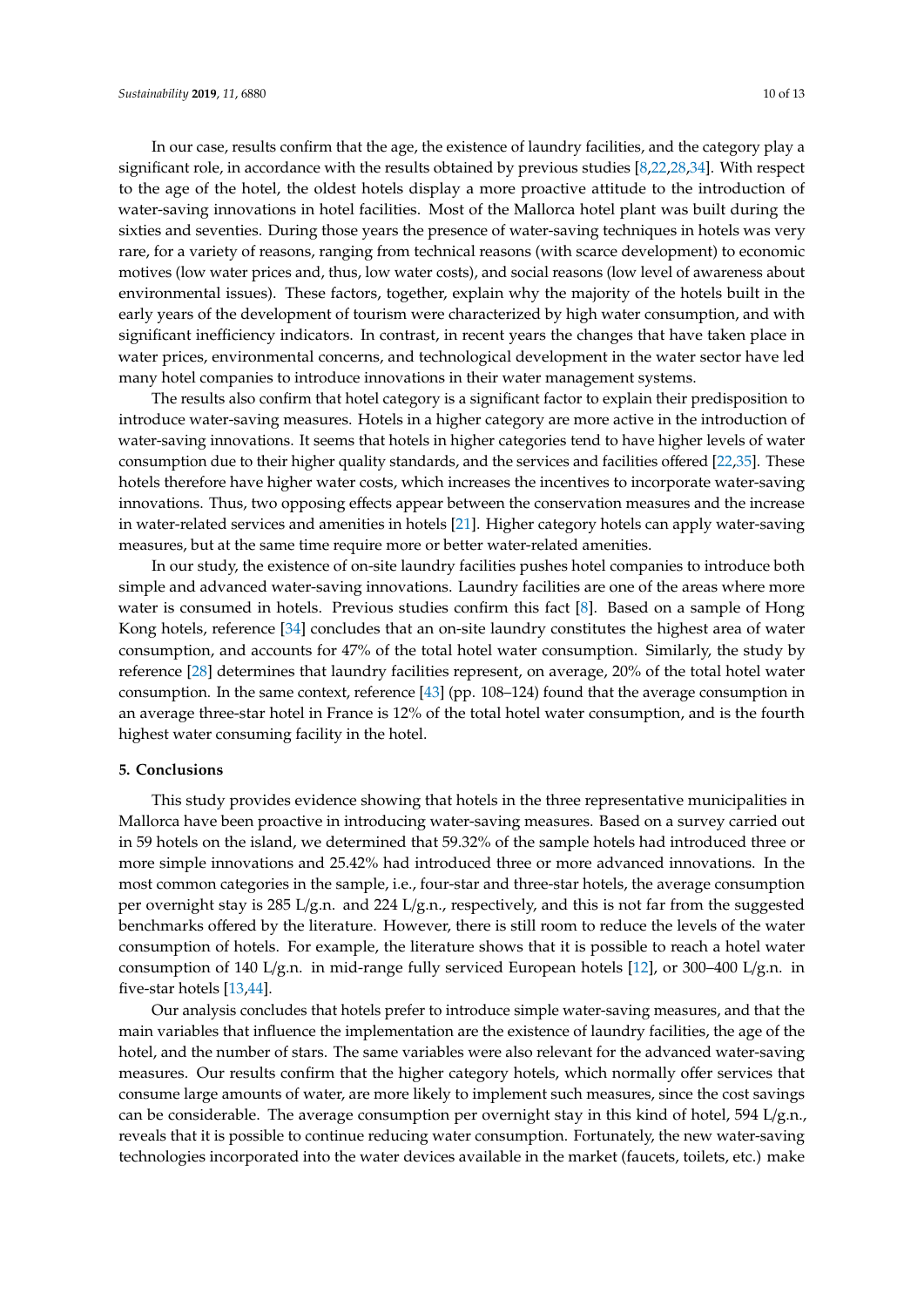In our case, results confirm that the age, the existence of laundry facilities, and the category play a significant role, in accordance with the results obtained by previous studies [8,22,28,34]. With respect to the age of the hotel, the oldest hotels display a more proactive attitude to the introduction of water-saving innovations in hotel facilities. Most of the Mallorca hotel plant was built during the sixties and seventies. During those years the presence of water-saving techniques in hotels was very rare, for a variety of reasons, ranging from technical reasons (with scarce development) to economic motives (low water prices and, thus, low water costs), and social reasons (low level of awareness about environmental issues). These factors, together, explain why the majority of the hotels built in the early years of the development of tourism were characterized by high water consumption, and with significant inefficiency indicators. In contrast, in recent years the changes that have taken place in water prices, environmental concerns, and technological development in the water sector have led many hotel companies to introduce innovations in their water management systems.

The results also confirm that hotel category is a significant factor to explain their predisposition to introduce water-saving measures. Hotels in a higher category are more active in the introduction of water-saving innovations. It seems that hotels in higher categories tend to have higher levels of water consumption due to their higher quality standards, and the services and facilities offered [22,35]. These hotels therefore have higher water costs, which increases the incentives to incorporate water-saving innovations. Thus, two opposing effects appear between the conservation measures and the increase in water-related services and amenities in hotels [21]. Higher category hotels can apply water-saving measures, but at the same time require more or better water-related amenities.

In our study, the existence of on-site laundry facilities pushes hotel companies to introduce both simple and advanced water-saving innovations. Laundry facilities are one of the areas where more water is consumed in hotels. Previous studies confirm this fact [8]. Based on a sample of Hong Kong hotels, reference [34] concludes that an on-site laundry constitutes the highest area of water consumption, and accounts for 47% of the total hotel water consumption. Similarly, the study by reference [28] determines that laundry facilities represent, on average, 20% of the total hotel water consumption. In the same context, reference [43] (pp. 108–124) found that the average consumption in an average three-star hotel in France is 12% of the total hotel water consumption, and is the fourth highest water consuming facility in the hotel.

## 5. Conclusions

This study provides evidence showing that hotels in the three representative municipalities in Mallorca have been proactive in introducing water-saving measures. Based on a survey carried out in 59 hotels on the island, we determined that 59.32% of the sample hotels had introduced three or more simple innovations and 25.42% had introduced three or more advanced innovations. In the most common categories in the sample, i.e., four-star and three-star hotels, the average consumption per overnight stay is 285 L/g.n. and 224 L/g.n., respectively, and this is not far from the suggested benchmarks offered by the literature. However, there is still room to reduce the levels of the water consumption of hotels. For example, the literature shows that it is possible to reach a hotel water consumption of 140 L/g.n. in mid-range fully serviced European hotels [12], or 300–400 L/g.n. in five-star hotels [13,44].

Our analysis concludes that hotels prefer to introduce simple water-saving measures, and that the main variables that influence the implementation are the existence of laundry facilities, the age of the hotel, and the number of stars. The same variables were also relevant for the advanced water-saving measures. Our results confirm that the higher category hotels, which normally offer services that consume large amounts of water, are more likely to implement such measures, since the cost savings can be considerable. The average consumption per overnight stay in this kind of hotel, 594 L/g.n., reveals that it is possible to continue reducing water consumption. Fortunately, the new water-saving technologies incorporated into the water devices available in the market (faucets, toilets, etc.) make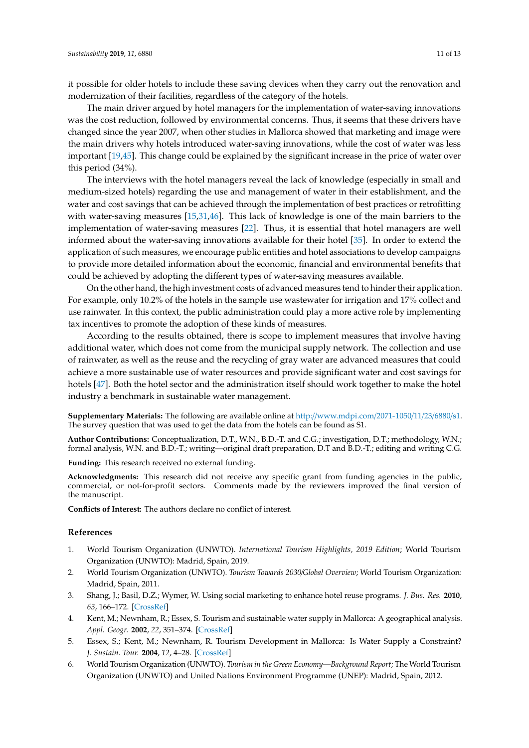it possible for older hotels to include these saving devices when they carry out the renovation and modernization of their facilities, regardless of the category of the hotels.

The main driver argued by hotel managers for the implementation of water-saving innovations was the cost reduction, followed by environmental concerns. Thus, it seems that these drivers have changed since the year 2007, when other studies in Mallorca showed that marketing and image were the main drivers why hotels introduced water-saving innovations, while the cost of water was less important [19,45]. This change could be explained by the significant increase in the price of water over this period (34%).

The interviews with the hotel managers reveal the lack of knowledge (especially in small and medium-sized hotels) regarding the use and management of water in their establishment, and the water and cost savings that can be achieved through the implementation of best practices or retrofitting with water-saving measures [15,31,46]. This lack of knowledge is one of the main barriers to the implementation of water-saving measures [22]. Thus, it is essential that hotel managers are well informed about the water-saving innovations available for their hotel [35]. In order to extend the application of such measures, we encourage public entities and hotel associations to develop campaigns to provide more detailed information about the economic, financial and environmental benefits that could be achieved by adopting the different types of water-saving measures available.

On the other hand, the high investment costs of advanced measures tend to hinder their application. For example, only 10.2% of the hotels in the sample use wastewater for irrigation and 17% collect and use rainwater. In this context, the public administration could play a more active role by implementing tax incentives to promote the adoption of these kinds of measures.

According to the results obtained, there is scope to implement measures that involve having additional water, which does not come from the municipal supply network. The collection and use of rainwater, as well as the reuse and the recycling of gray water are advanced measures that could achieve a more sustainable use of water resources and provide significant water and cost savings for hotels [47]. Both the hotel sector and the administration itself should work together to make the hotel industry a benchmark in sustainable water management.

**Supplementary Materials:** The following are available online at http://www.mdpi.com/2071-1050/11/23/6880/s1. The survey question that was used to get the data from the hotels can be found as S1.

**Author Contributions:** Conceptualization, D.T., W.N., B.D.-T. and C.G.; investigation, D.T.; methodology, W.N.; formal analysis, W.N. and B.D.-T.; writing—original draft preparation, D.T and B.D.-T.; editing and writing C.G.

**Funding:** This research received no external funding.

**Acknowledgments:** This research did not receive any specific grant from funding agencies in the public, commercial, or not-for-profit sectors. Comments made by the reviewers improved the final version of the manuscript.

**Conflicts of Interest:** The authors declare no conflict of interest.

## References

1. World Tourism Organization (UNWTO). *International Tourism Highlights, 2019 Edition*; World Tourism Organization (UNWTO): Madrid, Spain, 2019.
2. World Tourism Organization (UNWTO). *Tourism Towards 2030/Global Overview*; World Tourism Organization: Madrid, Spain, 2011.
3. Shang, J.; Basil, D.Z.; Wymer, W. Using social marketing to enhance hotel reuse programs. *J. Bus. Res.* **2010**, *63*, 166–172. [CrossRef]
4. Kent, M.; Newnham, R.; Essex, S. Tourism and sustainable water supply in Mallorca: A geographical analysis. *Appl. Geogr.* **2002**, *22*, 351–374. [CrossRef]
5. Essex, S.; Kent, M.; Newnham, R. Tourism Development in Mallorca: Is Water Supply a Constraint? *J. Sustain. Tour.* **2004**, *12*, 4–28. [CrossRef]
6. World Tourism Organization (UNWTO). *Tourism in the Green Economy—Background Report*; The World Tourism Organization (UNWTO) and United Nations Environment Programme (UNEP): Madrid, Spain, 2012.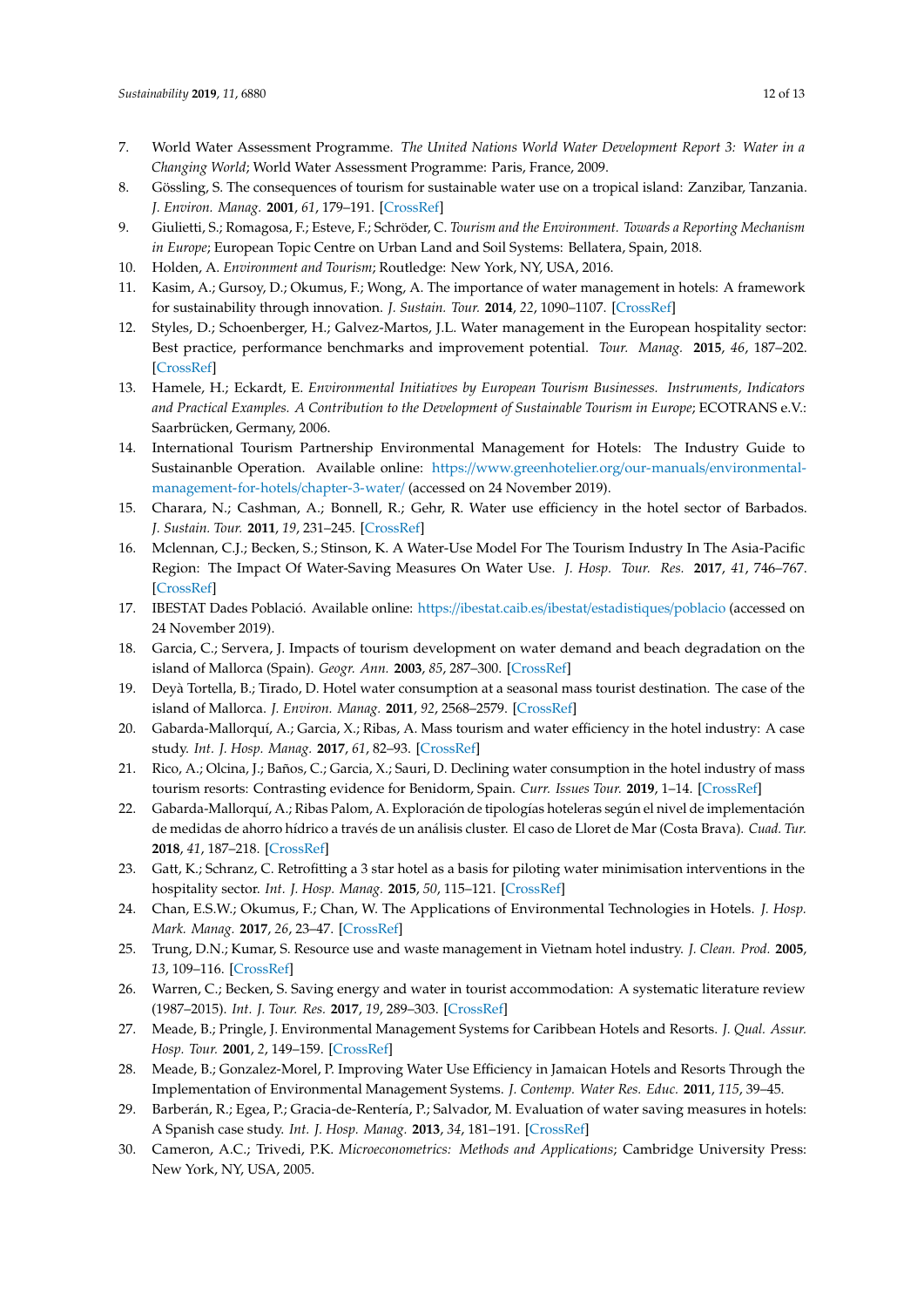7. World Water Assessment Programme. *The United Nations World Water Development Report 3: Water in a Changing World*; World Water Assessment Programme: Paris, France, 2009.
8. Gössling, S. The consequences of tourism for sustainable water use on a tropical island: Zanzibar, Tanzania. *J. Environ. Manag.* **2001**, *61*, 179–191. [CrossRef]
9. Giulietti, S.; Romagosa, F.; Esteve, F.; Schröder, C. *Tourism and the Environment. Towards a Reporting Mechanism in Europe*; European Topic Centre on Urban Land and Soil Systems: Bellatera, Spain, 2018.
10. Holden, A. *Environment and Tourism*; Routledge: New York, NY, USA, 2016.
11. Kasim, A.; Gursoy, D.; Okumus, F.; Wong, A. The importance of water management in hotels: A framework for sustainability through innovation. *J. Sustain. Tour.* **2014**, *22*, 1090–1107. [CrossRef]
12. Styles, D.; Schoenberger, H.; Galvez-Martos, J.L. Water management in the European hospitality sector: Best practice, performance benchmarks and improvement potential. *Tour. Manag.* **2015**, *46*, 187–202. [CrossRef]
13. Hamele, H.; Eckardt, E. *Environmental Initiatives by European Tourism Businesses. Instruments, Indicators and Practical Examples. A Contribution to the Development of Sustainable Tourism in Europe*; ECOTRANS e.V.: Saarbrücken, Germany, 2006.
14. International Tourism Partnership Environmental Management for Hotels: The Industry Guide to Sustainanble Operation. Available online: https://www.greenhotelier.org/our-manuals/environmental-management-for-hotels/chapter-3-water/ (accessed on 24 November 2019).
15. Charara, N.; Cashman, A.; Bonnell, R.; Gehr, R. Water use efficiency in the hotel sector of Barbados. *J. Sustain. Tour.* **2011**, *19*, 231–245. [CrossRef]
16. Mclennan, C.J.; Becken, S.; Stinson, K. A Water-Use Model For The Tourism Industry In The Asia-Pacific Region: The Impact Of Water-Saving Measures On Water Use. *J. Hosp. Tour. Res.* **2017**, *41*, 746–767. [CrossRef]
17. IBESTAT Dades Població. Available online: https://ibestat.caib.es/ibestat/estadistiques/poblacio (accessed on 24 November 2019).
18. Garcia, C.; Servera, J. Impacts of tourism development on water demand and beach degradation on the island of Mallorca (Spain). *Geogr. Ann.* **2003**, *85*, 287–300. [CrossRef]
19. Deyà Tortella, B.; Tirado, D. Hotel water consumption at a seasonal mass tourist destination. The case of the island of Mallorca. *J. Environ. Manag.* **2011**, *92*, 2568–2579. [CrossRef]
20. Gabarda-Mallorquí, A.; Garcia, X.; Ribas, A. Mass tourism and water efficiency in the hotel industry: A case study. *Int. J. Hosp. Manag.* **2017**, *61*, 82–93. [CrossRef]
21. Rico, A.; Olcina, J.; Baños, C.; Garcia, X.; Sauri, D. Declining water consumption in the hotel industry of mass tourism resorts: Contrasting evidence for Benidorm, Spain. *Curr. Issues Tour.* **2019**, 1–14. [CrossRef]
22. Gabarda-Mallorquí, A.; Ribas Palom, A. Exploración de tipologías hoteleras según el nivel de implementación de medidas de ahorro hídrico a través de un análisis cluster. El caso de Lloret de Mar (Costa Brava). *Cuad. Tur.* **2018**, *41*, 187–218. [CrossRef]
23. Gatt, K.; Schranz, C. Retrofitting a 3 star hotel as a basis for piloting water minimisation interventions in the hospitality sector. *Int. J. Hosp. Manag.* **2015**, *50*, 115–121. [CrossRef]
24. Chan, E.S.W.; Okumus, F.; Chan, W. The Applications of Environmental Technologies in Hotels. *J. Hosp. Mark. Manag.* **2017**, *26*, 23–47. [CrossRef]
25. Trung, D.N.; Kumar, S. Resource use and waste management in Vietnam hotel industry. *J. Clean. Prod.* **2005**, *13*, 109–116. [CrossRef]
26. Warren, C.; Becken, S. Saving energy and water in tourist accommodation: A systematic literature review (1987–2015). *Int. J. Tour. Res.* **2017**, *19*, 289–303. [CrossRef]
27. Meade, B.; Pringle, J. Environmental Management Systems for Caribbean Hotels and Resorts. *J. Qual. Assur. Hosp. Tour.* **2001**, *2*, 149–159. [CrossRef]
28. Meade, B.; Gonzalez-Morel, P. Improving Water Use Efficiency in Jamaican Hotels and Resorts Through the Implementation of Environmental Management Systems. *J. Contemp. Water Res. Educ.* **2011**, *115*, 39–45.
29. Barberán, R.; Egea, P.; Gracia-de-Rentería, P.; Salvador, M. Evaluation of water saving measures in hotels: A Spanish case study. *Int. J. Hosp. Manag.* **2013**, *34*, 181–191. [CrossRef]
30. Cameron, A.C.; Trivedi, P.K. *Microeconometrics: Methods and Applications*; Cambridge University Press: New York, NY, USA, 2005.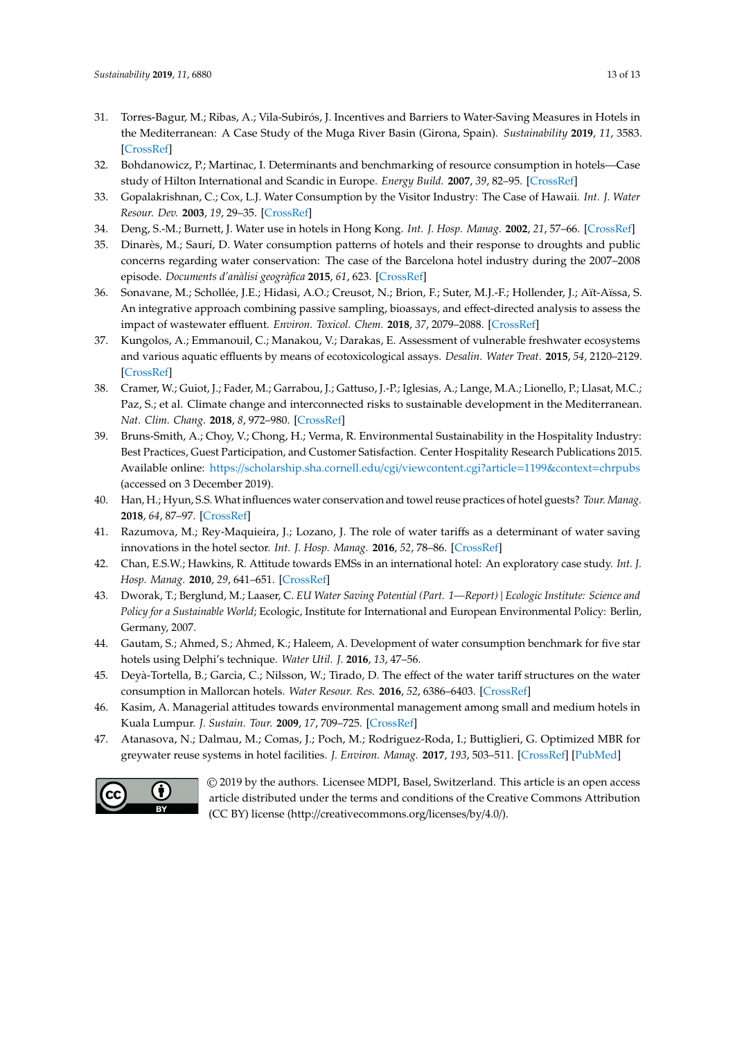31. Torres-Bagur, M.; Ribas, A.; Vila-Subirós, J. Incentives and Barriers to Water-Saving Measures in Hotels in the Mediterranean: A Case Study of the Muga River Basin (Girona, Spain). *Sustainability* **2019**, *11*, 3583. [CrossRef]
32. Bohdanowicz, P.; Martinac, I. Determinants and benchmarking of resource consumption in hotels—Case study of Hilton International and Scandic in Europe. *Energy Build.* **2007**, *39*, 82–95. [CrossRef]
33. Gopalakrishnan, C.; Cox, L.J. Water Consumption by the Visitor Industry: The Case of Hawaii. *Int. J. Water Resour. Dev.* **2003**, *19*, 29–35. [CrossRef]
34. Deng, S.-M.; Burnett, J. Water use in hotels in Hong Kong. *Int. J. Hosp. Manag.* **2002**, *21*, 57–66. [CrossRef]
35. Dinarès, M.; Saurí, D. Water consumption patterns of hotels and their response to droughts and public concerns regarding water conservation: The case of the Barcelona hotel industry during the 2007–2008 episode. *Documents d'anàlisi geogràfica* **2015**, *61*, 623. [CrossRef]
36. Sonavane, M.; Schollée, J.E.; Hidasi, A.O.; Creusot, N.; Brion, F.; Suter, M.J.-F.; Hollender, J.; Aït-Aïssa, S. An integrative approach combining passive sampling, bioassays, and effect-directed analysis to assess the impact of wastewater effluent. *Environ. Toxicol. Chem.* **2018**, *37*, 2079–2088. [CrossRef]
37. Kungolos, A.; Emmanouil, C.; Manakou, V.; Darakas, E. Assessment of vulnerable freshwater ecosystems and various aquatic effluents by means of ecotoxicological assays. *Desalin. Water Treat.* **2015**, *54*, 2120–2129. [CrossRef]
38. Cramer, W.; Guiot, J.; Fader, M.; Garrabou, J.; Gattuso, J.-P.; Iglesias, A.; Lange, M.A.; Lionello, P.; Llasat, M.C.; Paz, S.; et al. Climate change and interconnected risks to sustainable development in the Mediterranean. *Nat. Clim. Chang.* **2018**, *8*, 972–980. [CrossRef]
39. Bruns-Smith, A.; Choy, V.; Chong, H.; Verma, R. Environmental Sustainability in the Hospitality Industry: Best Practices, Guest Participation, and Customer Satisfaction. Center Hospitality Research Publications 2015. Available online: https://scholarship.sha.cornell.edu/cgi/viewcontent.cgi?article=1199&context=chrpubs (accessed on 3 December 2019).
40. Han, H.; Hyun, S.S. What influences water conservation and towel reuse practices of hotel guests? *Tour. Manag.* **2018**, *64*, 87–97. [CrossRef]
41. Razumova, M.; Rey-Maquieira, J.; Lozano, J. The role of water tariffs as a determinant of water saving innovations in the hotel sector. *Int. J. Hosp. Manag.* **2016**, *52*, 78–86. [CrossRef]
42. Chan, E.S.W.; Hawkins, R. Attitude towards EMSs in an international hotel: An exploratory case study. *Int. J. Hosp. Manag.* **2010**, *29*, 641–651. [CrossRef]
43. Dworak, T.; Berglund, M.; Laaser, C. *EU Water Saving Potential (Part. 1—Report) | Ecologic Institute: Science and Policy for a Sustainable World*; Ecologic, Institute for International and European Environmental Policy: Berlin, Germany, 2007.
44. Gautam, S.; Ahmed, S.; Ahmed, K.; Haleem, A. Development of water consumption benchmark for five star hotels using Delphi's technique. *Water Util. J.* **2016**, *13*, 47–56.
45. Deyà-Tortella, B.; Garcia, C.; Nilsson, W.; Tirado, D. The effect of the water tariff structures on the water consumption in Mallorcan hotels. *Water Resour. Res.* **2016**, *52*, 6386–6403. [CrossRef]
46. Kasim, A. Managerial attitudes towards environmental management among small and medium hotels in Kuala Lumpur. *J. Sustain. Tour.* **2009**, *17*, 709–725. [CrossRef]
47. Atanasova, N.; Dalmau, M.; Comas, J.; Poch, M.; Rodriguez-Roda, I.; Buttiglieri, G. Optimized MBR for greywater reuse systems in hotel facilities. *J. Environ. Manag.* **2017**, *193*, 503–511. [CrossRef] [PubMed]

© 2019 by the authors. Licensee MDPI, Basel, Switzerland. This article is an open access article distributed under the terms and conditions of the Creative Commons Attribution (CC BY) license (http://creativecommons.org/licenses/by/4.0/).